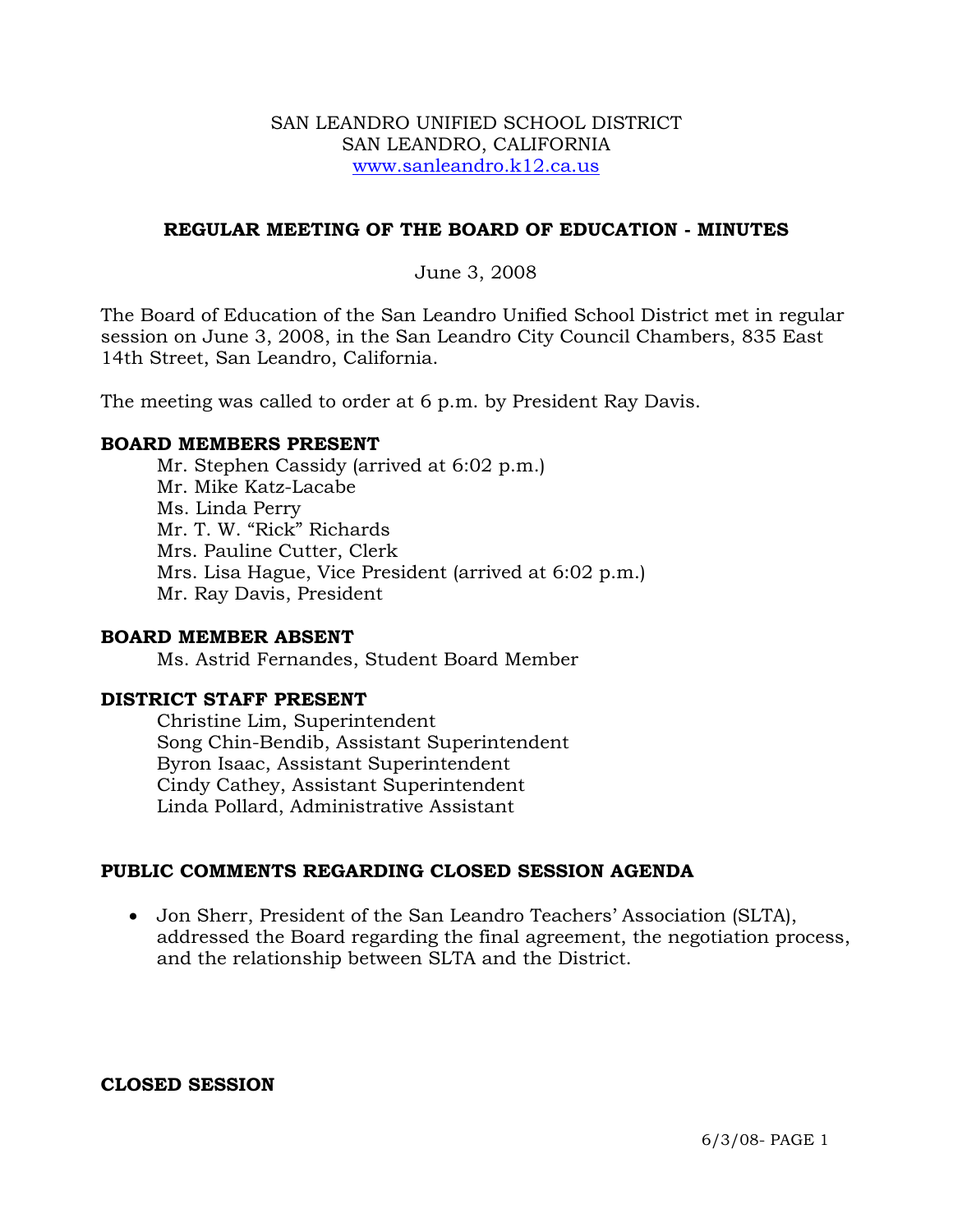SAN LEANDRO UNIFIED SCHOOL DISTRICT
SAN LEANDRO, CALIFORNIA
www.sanleandro.k12.ca.us

# REGULAR MEETING OF THE BOARD OF EDUCATION - MINUTES

June 3, 2008

The Board of Education of the San Leandro Unified School District met in regular session on June 3, 2008, in the San Leandro City Council Chambers, 835 East 14th Street, San Leandro, California.

The meeting was called to order at 6 p.m. by President Ray Davis.

**BOARD MEMBERS PRESENT**

Mr. Stephen Cassidy (arrived at 6:02 p.m.)
Mr. Mike Katz-Lacabe
Ms. Linda Perry
Mr. T. W. "Rick" Richards
Mrs. Pauline Cutter, Clerk
Mrs. Lisa Hague, Vice President (arrived at 6:02 p.m.)
Mr. Ray Davis, President

**BOARD MEMBER ABSENT**

Ms. Astrid Fernandes, Student Board Member

**DISTRICT STAFF PRESENT**

Christine Lim, Superintendent
Song Chin-Bendib, Assistant Superintendent
Byron Isaac, Assistant Superintendent
Cindy Cathey, Assistant Superintendent
Linda Pollard, Administrative Assistant

**PUBLIC COMMENTS REGARDING CLOSED SESSION AGENDA**

- Jon Sherr, President of the San Leandro Teachers' Association (SLTA), addressed the Board regarding the final agreement, the negotiation process, and the relationship between SLTA and the District.

**CLOSED SESSION**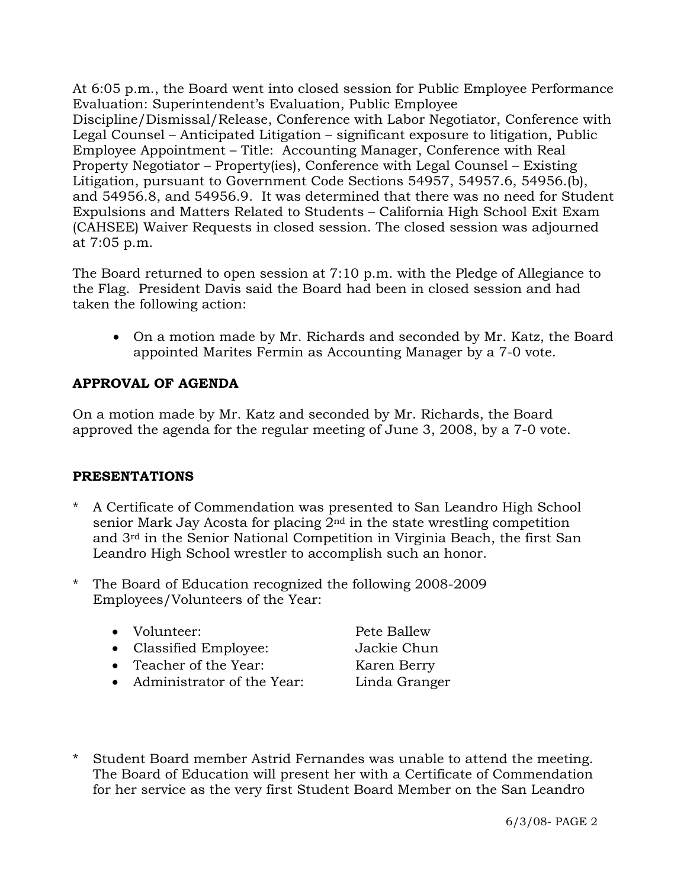At 6:05 p.m., the Board went into closed session for Public Employee Performance Evaluation: Superintendent's Evaluation, Public Employee Discipline/Dismissal/Release, Conference with Labor Negotiator, Conference with Legal Counsel – Anticipated Litigation – significant exposure to litigation, Public Employee Appointment – Title: Accounting Manager, Conference with Real Property Negotiator – Property(ies), Conference with Legal Counsel – Existing Litigation, pursuant to Government Code Sections 54957, 54957.6, 54956.(b), and 54956.8, and 54956.9. It was determined that there was no need for Student Expulsions and Matters Related to Students – California High School Exit Exam (CAHSEE) Waiver Requests in closed session. The closed session was adjourned at 7:05 p.m.

The Board returned to open session at 7:10 p.m. with the Pledge of Allegiance to the Flag. President Davis said the Board had been in closed session and had taken the following action:

- On a motion made by Mr. Richards and seconded by Mr. Katz, the Board appointed Marites Fermin as Accounting Manager by a 7-0 vote.

## APPROVAL OF AGENDA

On a motion made by Mr. Katz and seconded by Mr. Richards, the Board approved the agenda for the regular meeting of June 3, 2008, by a 7-0 vote.

## PRESENTATIONS

* A Certificate of Commendation was presented to San Leandro High School senior Mark Jay Acosta for placing 2nd in the state wrestling competition and 3rd in the Senior National Competition in Virginia Beach, the first San Leandro High School wrestler to accomplish such an honor.

* The Board of Education recognized the following 2008-2009 Employees/Volunteers of the Year:

  - Volunteer: Pete Ballew
  - Classified Employee: Jackie Chun
  - Teacher of the Year: Karen Berry
  - Administrator of the Year: Linda Granger

* Student Board member Astrid Fernandes was unable to attend the meeting. The Board of Education will present her with a Certificate of Commendation for her service as the very first Student Board Member on the San Leandro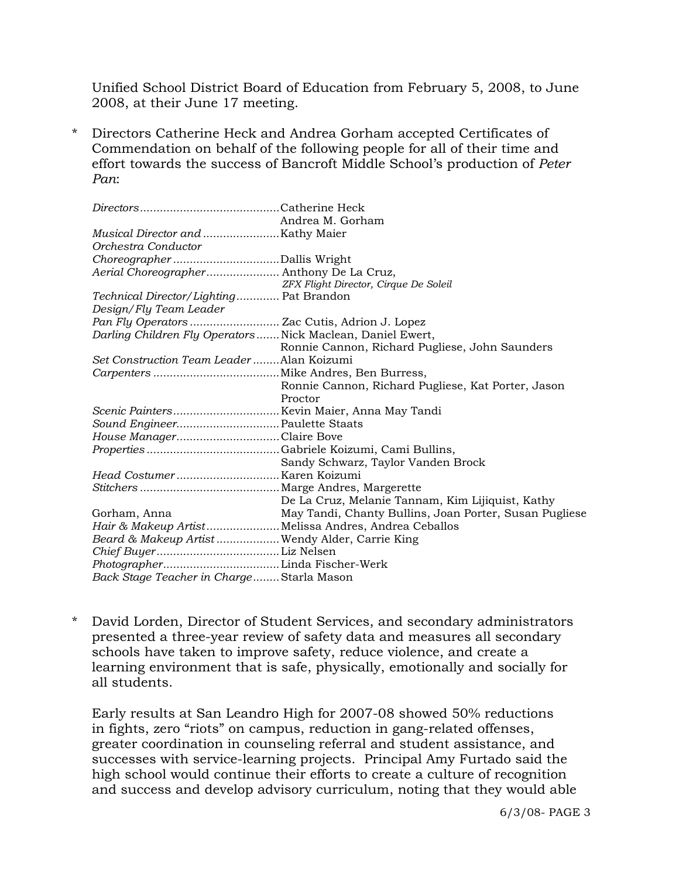Unified School District Board of Education from February 5, 2008, to June 2008, at their June 17 meeting.

* Directors Catherine Heck and Andrea Gorham accepted Certificates of Commendation on behalf of the following people for all of their time and effort towards the success of Bancroft Middle School's production of *Peter Pan*:

| | |
|---|---|
| *Directors* | Catherine Heck<br>Andrea M. Gorham |
| *Musical Director and Orchestra Conductor* | Kathy Maier |
| *Choreographer* | Dallis Wright |
| *Aerial Choreographer* | Anthony De La Cruz, *ZFX Flight Director, Cirque De Soleil* |
| *Technical Director/Lighting Design/Fly Team Leader* | Pat Brandon |
| *Pan Fly Operators* | Zac Cutis, Adrion J. Lopez |
| *Darling Children Fly Operators* | Nick Maclean, Daniel Ewert, Ronnie Cannon, Richard Pugliese, John Saunders |
| *Set Construction Team Leader* | Alan Koizumi |
| *Carpenters* | Mike Andres, Ben Burress, Ronnie Cannon, Richard Pugliese, Kat Porter, Jason Proctor |
| *Scenic Painters* | Kevin Maier, Anna May Tandi |
| *Sound Engineer* | Paulette Staats |
| *House Manager* | Claire Bove |
| *Properties* | Gabriele Koizumi, Cami Bullins, Sandy Schwarz, Taylor Vanden Brock |
| *Head Costumer* | Karen Koizumi |
| *Stitchers* | Marge Andres, Margerette De La Cruz, Melanie Tannam, Kim Lijiquist, Kathy Gorham, Anna May Tandi, Chanty Bullins, Joan Porter, Susan Pugliese |
| *Hair & Makeup Artist* | Melissa Andres, Andrea Ceballos |
| *Beard & Makeup Artist* | Wendy Alder, Carrie King |
| *Chief Buyer* | Liz Nelsen |
| *Photographer* | Linda Fischer-Werk |
| *Back Stage Teacher in Charge* | Starla Mason |

* David Lorden, Director of Student Services, and secondary administrators presented a three-year review of safety data and measures all secondary schools have taken to improve safety, reduce violence, and create a learning environment that is safe, physically, emotionally and socially for all students.

  Early results at San Leandro High for 2007-08 showed 50% reductions in fights, zero "riots" on campus, reduction in gang-related offenses, greater coordination in counseling referral and student assistance, and successes with service-learning projects. Principal Amy Furtado said the high school would continue their efforts to create a culture of recognition and success and develop advisory curriculum, noting that they would able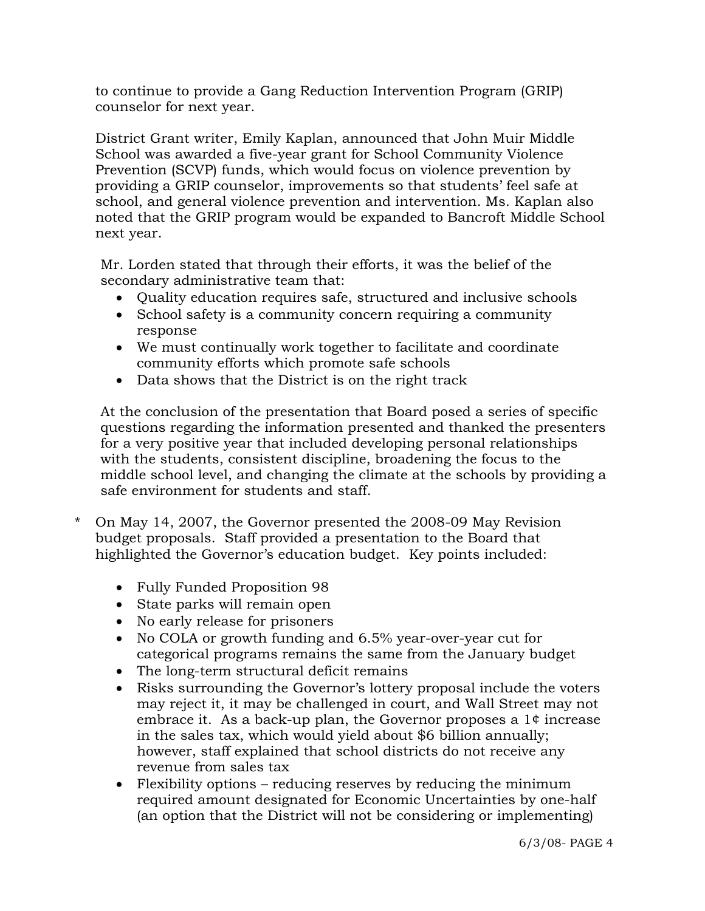to continue to provide a Gang Reduction Intervention Program (GRIP) counselor for next year.

District Grant writer, Emily Kaplan, announced that John Muir Middle School was awarded a five-year grant for School Community Violence Prevention (SCVP) funds, which would focus on violence prevention by providing a GRIP counselor, improvements so that students' feel safe at school, and general violence prevention and intervention. Ms. Kaplan also noted that the GRIP program would be expanded to Bancroft Middle School next year.

Mr. Lorden stated that through their efforts, it was the belief of the secondary administrative team that:

- Quality education requires safe, structured and inclusive schools
- School safety is a community concern requiring a community response
- We must continually work together to facilitate and coordinate community efforts which promote safe schools
- Data shows that the District is on the right track

At the conclusion of the presentation that Board posed a series of specific questions regarding the information presented and thanked the presenters for a very positive year that included developing personal relationships with the students, consistent discipline, broadening the focus to the middle school level, and changing the climate at the schools by providing a safe environment for students and staff.

\* On May 14, 2007, the Governor presented the 2008-09 May Revision budget proposals. Staff provided a presentation to the Board that highlighted the Governor's education budget. Key points included:

- Fully Funded Proposition 98
- State parks will remain open
- No early release for prisoners
- No COLA or growth funding and 6.5% year-over-year cut for categorical programs remains the same from the January budget
- The long-term structural deficit remains
- Risks surrounding the Governor's lottery proposal include the voters may reject it, it may be challenged in court, and Wall Street may not embrace it. As a back-up plan, the Governor proposes a 1¢ increase in the sales tax, which would yield about $6 billion annually; however, staff explained that school districts do not receive any revenue from sales tax
- Flexibility options – reducing reserves by reducing the minimum required amount designated for Economic Uncertainties by one-half (an option that the District will not be considering or implementing)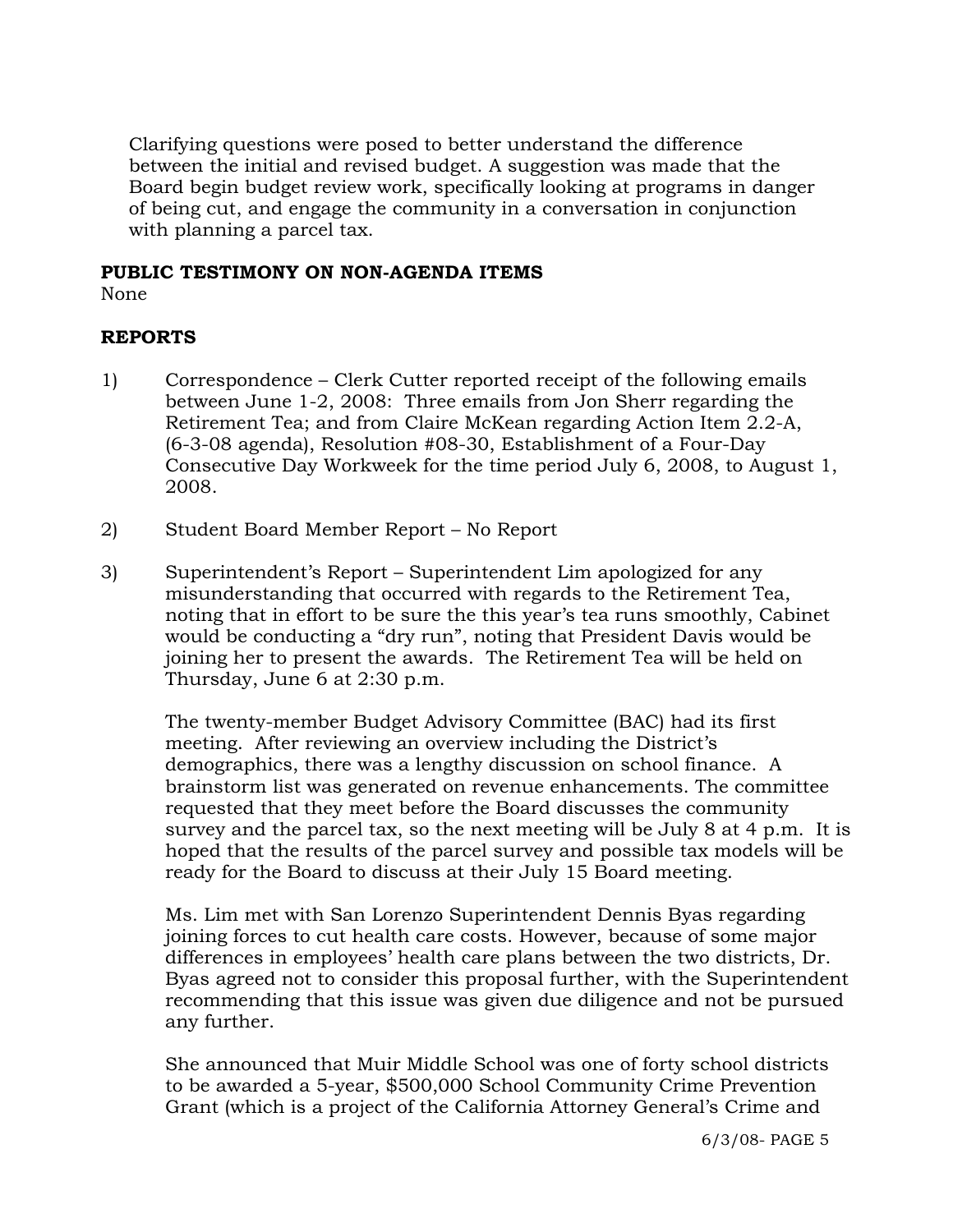Clarifying questions were posed to better understand the difference between the initial and revised budget. A suggestion was made that the Board begin budget review work, specifically looking at programs in danger of being cut, and engage the community in a conversation in conjunction with planning a parcel tax.

**PUBLIC TESTIMONY ON NON-AGENDA ITEMS**

None

**REPORTS**

1) Correspondence – Clerk Cutter reported receipt of the following emails between June 1-2, 2008: Three emails from Jon Sherr regarding the Retirement Tea; and from Claire McKean regarding Action Item 2.2-A, (6-3-08 agenda), Resolution #08-30, Establishment of a Four-Day Consecutive Day Workweek for the time period July 6, 2008, to August 1, 2008.

2) Student Board Member Report – No Report

3) Superintendent's Report – Superintendent Lim apologized for any misunderstanding that occurred with regards to the Retirement Tea, noting that in effort to be sure the this year's tea runs smoothly, Cabinet would be conducting a "dry run", noting that President Davis would be joining her to present the awards. The Retirement Tea will be held on Thursday, June 6 at 2:30 p.m.

   The twenty-member Budget Advisory Committee (BAC) had its first meeting. After reviewing an overview including the District's demographics, there was a lengthy discussion on school finance. A brainstorm list was generated on revenue enhancements. The committee requested that they meet before the Board discusses the community survey and the parcel tax, so the next meeting will be July 8 at 4 p.m. It is hoped that the results of the parcel survey and possible tax models will be ready for the Board to discuss at their July 15 Board meeting.

   Ms. Lim met with San Lorenzo Superintendent Dennis Byas regarding joining forces to cut health care costs. However, because of some major differences in employees' health care plans between the two districts, Dr. Byas agreed not to consider this proposal further, with the Superintendent recommending that this issue was given due diligence and not be pursued any further.

   She announced that Muir Middle School was one of forty school districts to be awarded a 5-year, $500,000 School Community Crime Prevention Grant (which is a project of the California Attorney General's Crime and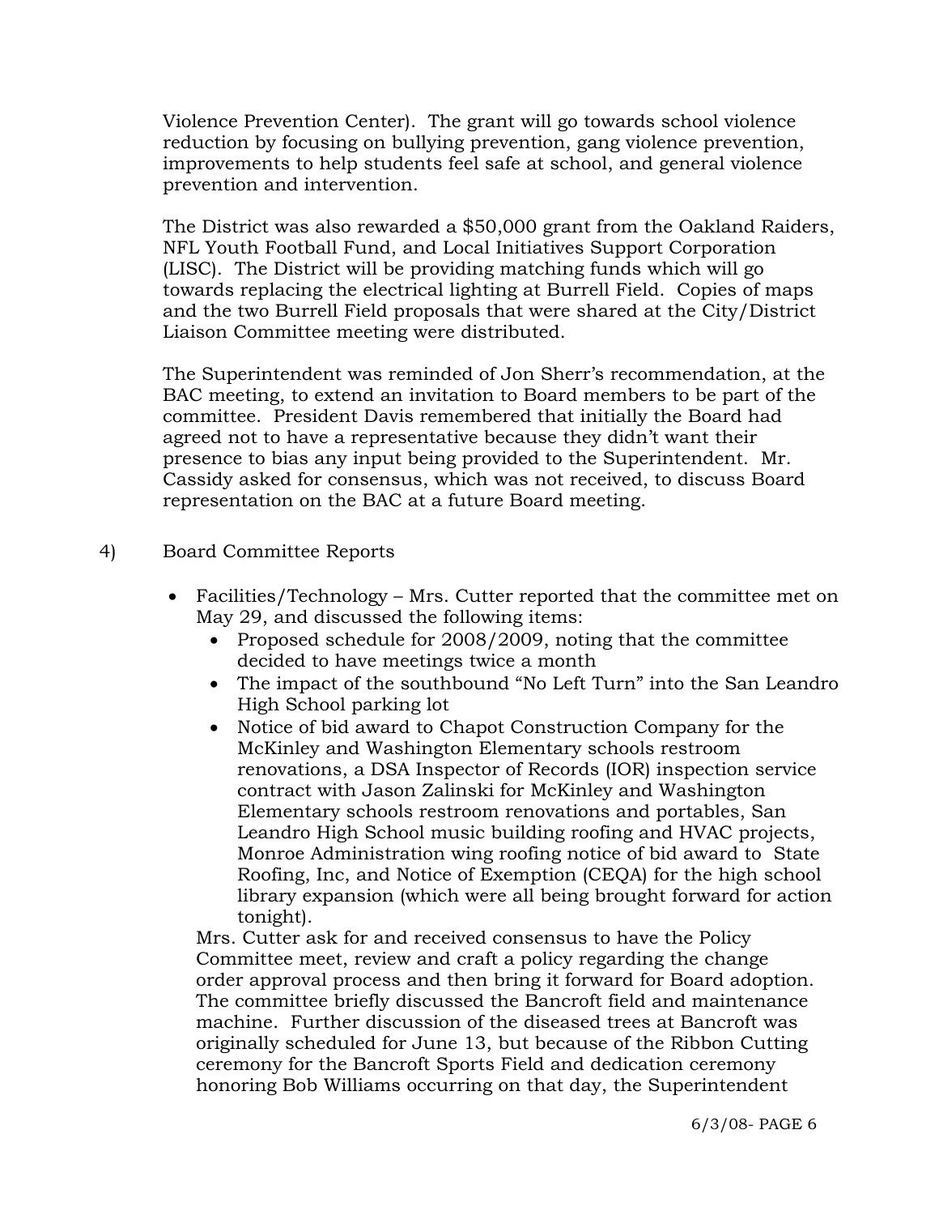Violence Prevention Center). The grant will go towards school violence reduction by focusing on bullying prevention, gang violence prevention, improvements to help students feel safe at school, and general violence prevention and intervention.

The District was also rewarded a $50,000 grant from the Oakland Raiders, NFL Youth Football Fund, and Local Initiatives Support Corporation (LISC). The District will be providing matching funds which will go towards replacing the electrical lighting at Burrell Field. Copies of maps and the two Burrell Field proposals that were shared at the City/District Liaison Committee meeting were distributed.

The Superintendent was reminded of Jon Sherr's recommendation, at the BAC meeting, to extend an invitation to Board members to be part of the committee. President Davis remembered that initially the Board had agreed not to have a representative because they didn't want their presence to bias any input being provided to the Superintendent. Mr. Cassidy asked for consensus, which was not received, to discuss Board representation on the BAC at a future Board meeting.

4) Board Committee Reports

- Facilities/Technology – Mrs. Cutter reported that the committee met on May 29, and discussed the following items:
  - Proposed schedule for 2008/2009, noting that the committee decided to have meetings twice a month
  - The impact of the southbound "No Left Turn" into the San Leandro High School parking lot
  - Notice of bid award to Chapot Construction Company for the McKinley and Washington Elementary schools restroom renovations, a DSA Inspector of Records (IOR) inspection service contract with Jason Zalinski for McKinley and Washington Elementary schools restroom renovations and portables, San Leandro High School music building roofing and HVAC projects, Monroe Administration wing roofing notice of bid award to State Roofing, Inc, and Notice of Exemption (CEQA) for the high school library expansion (which were all being brought forward for action tonight).

  Mrs. Cutter ask for and received consensus to have the Policy Committee meet, review and craft a policy regarding the change order approval process and then bring it forward for Board adoption. The committee briefly discussed the Bancroft field and maintenance machine. Further discussion of the diseased trees at Bancroft was originally scheduled for June 13, but because of the Ribbon Cutting ceremony for the Bancroft Sports Field and dedication ceremony honoring Bob Williams occurring on that day, the Superintendent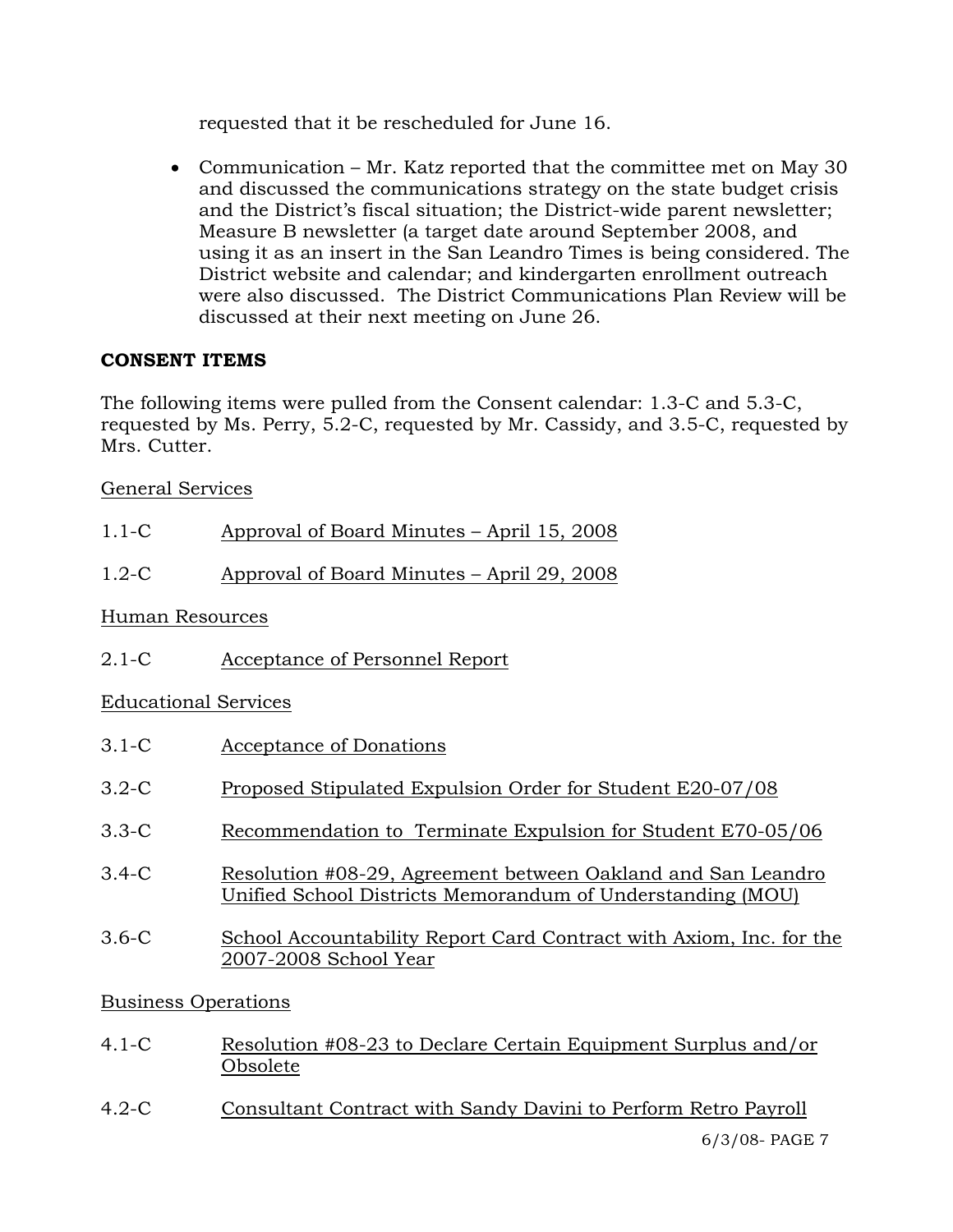requested that it be rescheduled for June 16.

- Communication – Mr. Katz reported that the committee met on May 30 and discussed the communications strategy on the state budget crisis and the District's fiscal situation; the District-wide parent newsletter; Measure B newsletter (a target date around September 2008, and using it as an insert in the San Leandro Times is being considered. The District website and calendar; and kindergarten enrollment outreach were also discussed. The District Communications Plan Review will be discussed at their next meeting on June 26.

## CONSENT ITEMS

The following items were pulled from the Consent calendar: 1.3-C and 5.3-C, requested by Ms. Perry, 5.2-C, requested by Mr. Cassidy, and 3.5-C, requested by Mrs. Cutter.

General Services

1.1-C Approval of Board Minutes – April 15, 2008

1.2-C Approval of Board Minutes – April 29, 2008

Human Resources

2.1-C Acceptance of Personnel Report

Educational Services

3.1-C Acceptance of Donations

3.2-C Proposed Stipulated Expulsion Order for Student E20-07/08

3.3-C Recommendation to Terminate Expulsion for Student E70-05/06

3.4-C Resolution #08-29, Agreement between Oakland and San Leandro Unified School Districts Memorandum of Understanding (MOU)

3.6-C School Accountability Report Card Contract with Axiom, Inc. for the 2007-2008 School Year

Business Operations

4.1-C Resolution #08-23 to Declare Certain Equipment Surplus and/or Obsolete

4.2-C Consultant Contract with Sandy Davini to Perform Retro Payroll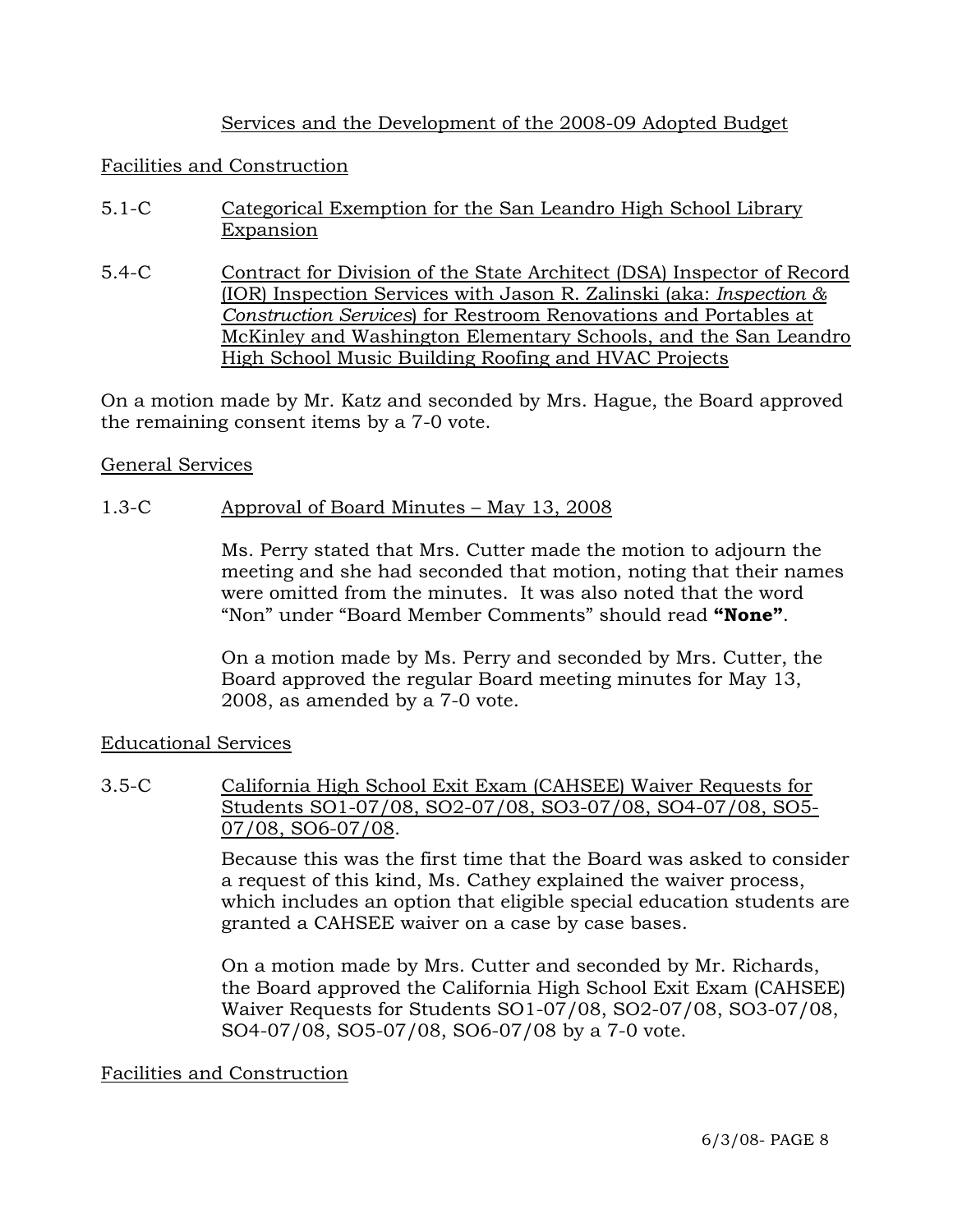Services and the Development of the 2008-09 Adopted Budget

Facilities and Construction

5.1-C Categorical Exemption for the San Leandro High School Library Expansion

5.4-C Contract for Division of the State Architect (DSA) Inspector of Record (IOR) Inspection Services with Jason R. Zalinski (aka: *Inspection & Construction Services*) for Restroom Renovations and Portables at McKinley and Washington Elementary Schools, and the San Leandro High School Music Building Roofing and HVAC Projects

On a motion made by Mr. Katz and seconded by Mrs. Hague, the Board approved the remaining consent items by a 7-0 vote.

General Services

1.3-C Approval of Board Minutes – May 13, 2008

Ms. Perry stated that Mrs. Cutter made the motion to adjourn the meeting and she had seconded that motion, noting that their names were omitted from the minutes. It was also noted that the word "Non" under "Board Member Comments" should read **"None"**.

On a motion made by Ms. Perry and seconded by Mrs. Cutter, the Board approved the regular Board meeting minutes for May 13, 2008, as amended by a 7-0 vote.

Educational Services

3.5-C California High School Exit Exam (CAHSEE) Waiver Requests for Students SO1-07/08, SO2-07/08, SO3-07/08, SO4-07/08, SO5-07/08, SO6-07/08.

Because this was the first time that the Board was asked to consider a request of this kind, Ms. Cathey explained the waiver process, which includes an option that eligible special education students are granted a CAHSEE waiver on a case by case bases.

On a motion made by Mrs. Cutter and seconded by Mr. Richards, the Board approved the California High School Exit Exam (CAHSEE) Waiver Requests for Students SO1-07/08, SO2-07/08, SO3-07/08, SO4-07/08, SO5-07/08, SO6-07/08 by a 7-0 vote.

Facilities and Construction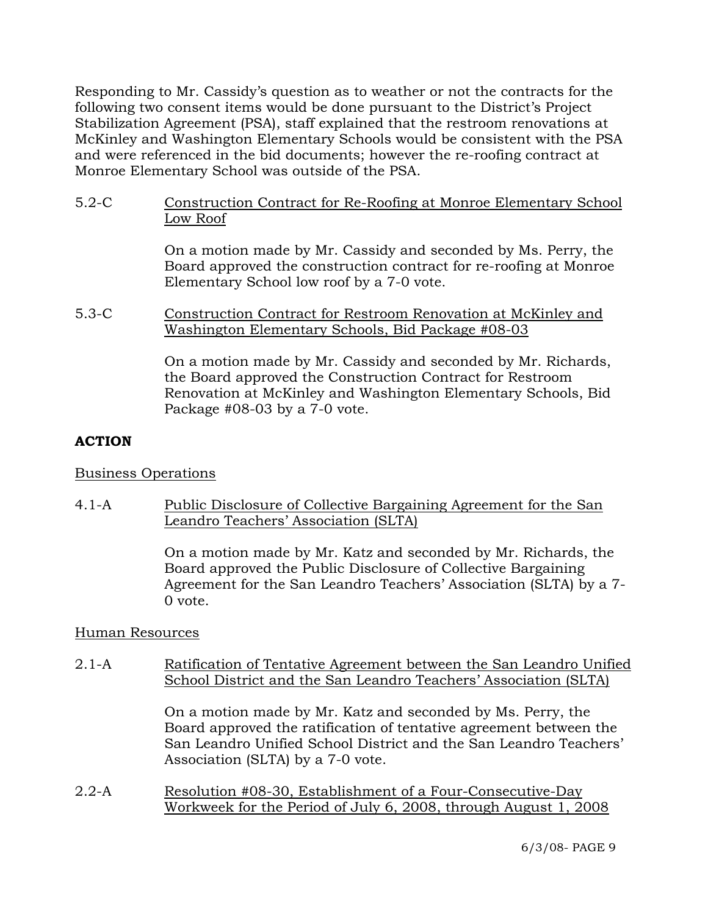Responding to Mr. Cassidy's question as to weather or not the contracts for the following two consent items would be done pursuant to the District's Project Stabilization Agreement (PSA), staff explained that the restroom renovations at McKinley and Washington Elementary Schools would be consistent with the PSA and were referenced in the bid documents; however the re-roofing contract at Monroe Elementary School was outside of the PSA.

5.2-C Construction Contract for Re-Roofing at Monroe Elementary School Low Roof

On a motion made by Mr. Cassidy and seconded by Ms. Perry, the Board approved the construction contract for re-roofing at Monroe Elementary School low roof by a 7-0 vote.

5.3-C Construction Contract for Restroom Renovation at McKinley and Washington Elementary Schools, Bid Package #08-03

On a motion made by Mr. Cassidy and seconded by Mr. Richards, the Board approved the Construction Contract for Restroom Renovation at McKinley and Washington Elementary Schools, Bid Package #08-03 by a 7-0 vote.

**ACTION**

Business Operations

4.1-A Public Disclosure of Collective Bargaining Agreement for the San Leandro Teachers' Association (SLTA)

On a motion made by Mr. Katz and seconded by Mr. Richards, the Board approved the Public Disclosure of Collective Bargaining Agreement for the San Leandro Teachers' Association (SLTA) by a 7-0 vote.

Human Resources

2.1-A Ratification of Tentative Agreement between the San Leandro Unified School District and the San Leandro Teachers' Association (SLTA)

On a motion made by Mr. Katz and seconded by Ms. Perry, the Board approved the ratification of tentative agreement between the San Leandro Unified School District and the San Leandro Teachers' Association (SLTA) by a 7-0 vote.

2.2-A Resolution #08-30, Establishment of a Four-Consecutive-Day Workweek for the Period of July 6, 2008, through August 1, 2008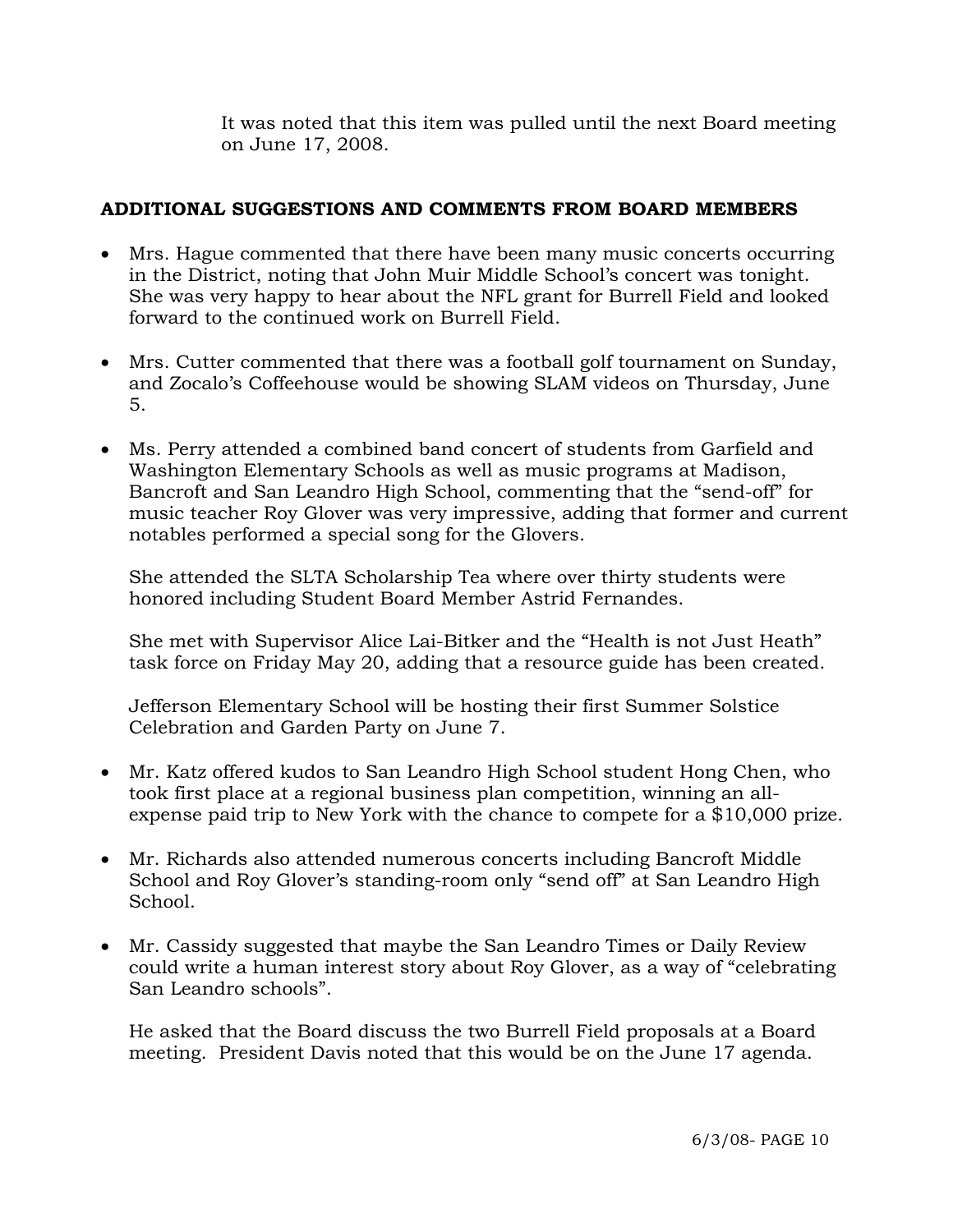It was noted that this item was pulled until the next Board meeting on June 17, 2008.

## ADDITIONAL SUGGESTIONS AND COMMENTS FROM BOARD MEMBERS

- Mrs. Hague commented that there have been many music concerts occurring in the District, noting that John Muir Middle School's concert was tonight. She was very happy to hear about the NFL grant for Burrell Field and looked forward to the continued work on Burrell Field.

- Mrs. Cutter commented that there was a football golf tournament on Sunday, and Zocalo's Coffeehouse would be showing SLAM videos on Thursday, June 5.

- Ms. Perry attended a combined band concert of students from Garfield and Washington Elementary Schools as well as music programs at Madison, Bancroft and San Leandro High School, commenting that the "send-off" for music teacher Roy Glover was very impressive, adding that former and current notables performed a special song for the Glovers.

  She attended the SLTA Scholarship Tea where over thirty students were honored including Student Board Member Astrid Fernandes.

  She met with Supervisor Alice Lai-Bitker and the "Health is not Just Heath" task force on Friday May 20, adding that a resource guide has been created.

  Jefferson Elementary School will be hosting their first Summer Solstice Celebration and Garden Party on June 7.

- Mr. Katz offered kudos to San Leandro High School student Hong Chen, who took first place at a regional business plan competition, winning an all-expense paid trip to New York with the chance to compete for a $10,000 prize.

- Mr. Richards also attended numerous concerts including Bancroft Middle School and Roy Glover's standing-room only "send off" at San Leandro High School.

- Mr. Cassidy suggested that maybe the San Leandro Times or Daily Review could write a human interest story about Roy Glover, as a way of "celebrating San Leandro schools".

  He asked that the Board discuss the two Burrell Field proposals at a Board meeting. President Davis noted that this would be on the June 17 agenda.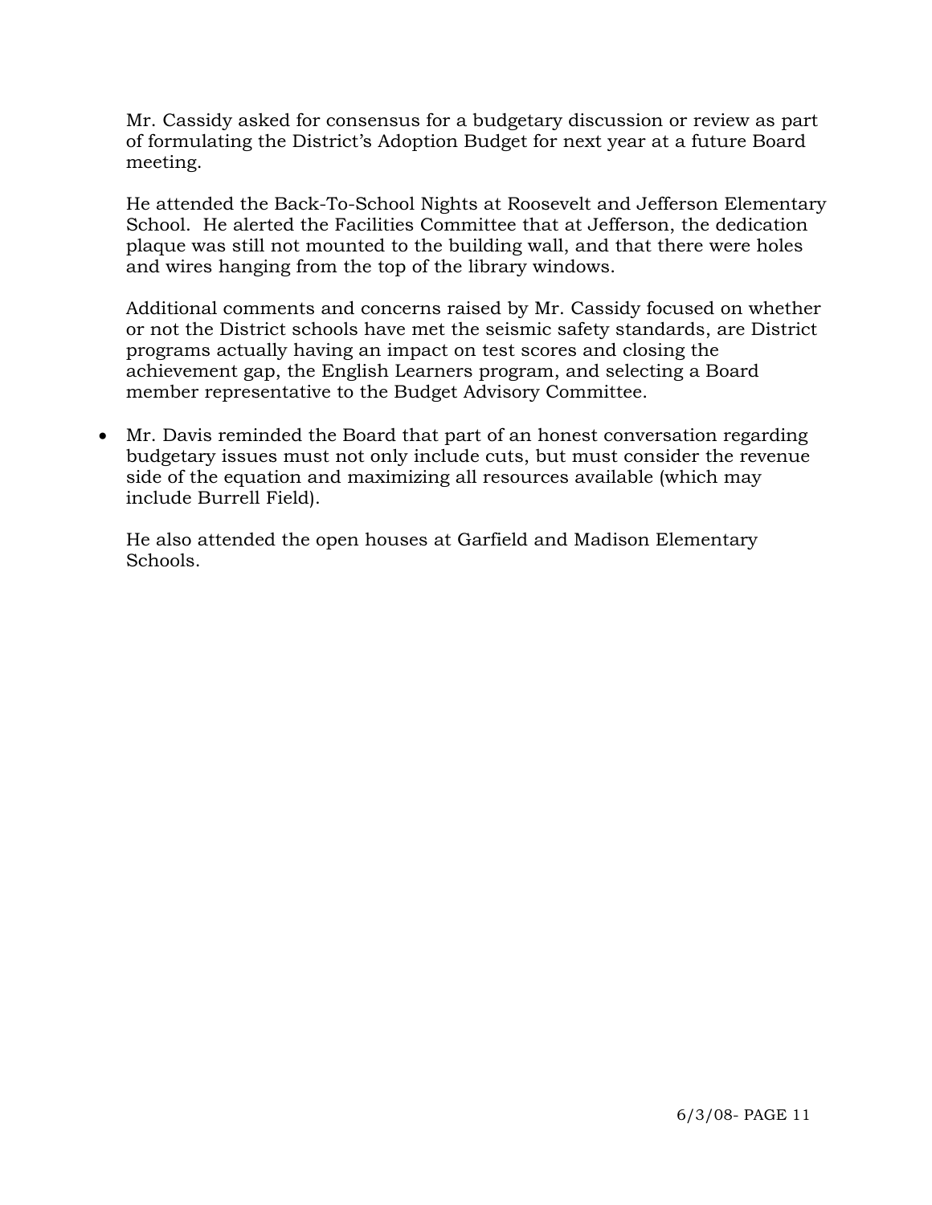Mr. Cassidy asked for consensus for a budgetary discussion or review as part of formulating the District's Adoption Budget for next year at a future Board meeting.

He attended the Back-To-School Nights at Roosevelt and Jefferson Elementary School. He alerted the Facilities Committee that at Jefferson, the dedication plaque was still not mounted to the building wall, and that there were holes and wires hanging from the top of the library windows.

Additional comments and concerns raised by Mr. Cassidy focused on whether or not the District schools have met the seismic safety standards, are District programs actually having an impact on test scores and closing the achievement gap, the English Learners program, and selecting a Board member representative to the Budget Advisory Committee.

- Mr. Davis reminded the Board that part of an honest conversation regarding budgetary issues must not only include cuts, but must consider the revenue side of the equation and maximizing all resources available (which may include Burrell Field).

  He also attended the open houses at Garfield and Madison Elementary Schools.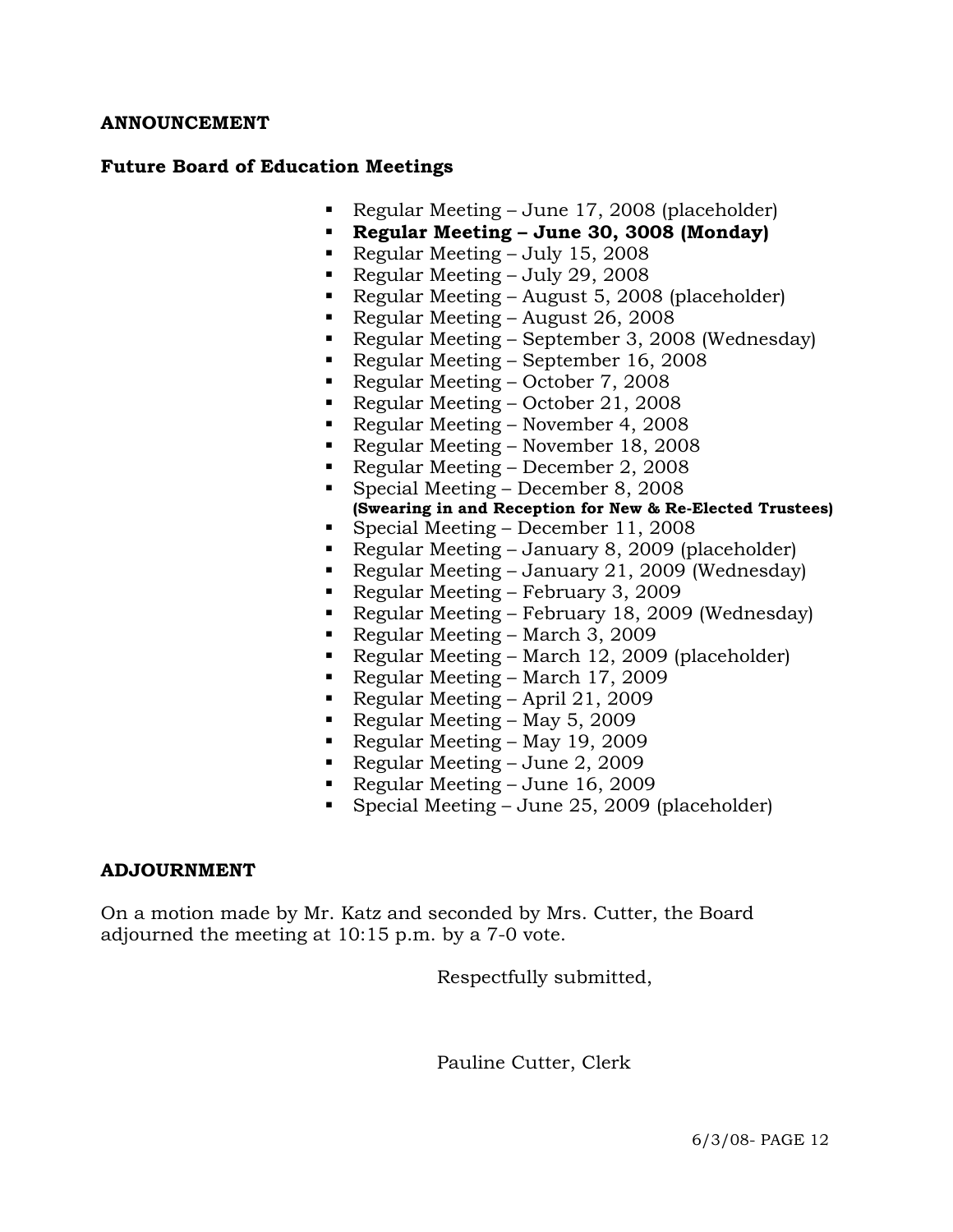**ANNOUNCEMENT**

**Future Board of Education Meetings**

- Regular Meeting – June 17, 2008 (placeholder)
- **Regular Meeting – June 30, 3008 (Monday)**
- Regular Meeting – July 15, 2008
- Regular Meeting – July 29, 2008
- Regular Meeting – August 5, 2008 (placeholder)
- Regular Meeting – August 26, 2008
- Regular Meeting – September 3, 2008 (Wednesday)
- Regular Meeting – September 16, 2008
- Regular Meeting – October 7, 2008
- Regular Meeting – October 21, 2008
- Regular Meeting – November 4, 2008
- Regular Meeting – November 18, 2008
- Regular Meeting – December 2, 2008
- Special Meeting – December 8, 2008 **(Swearing in and Reception for New & Re-Elected Trustees)**
- Special Meeting – December 11, 2008
- Regular Meeting – January 8, 2009 (placeholder)
- Regular Meeting – January 21, 2009 (Wednesday)
- Regular Meeting – February 3, 2009
- Regular Meeting – February 18, 2009 (Wednesday)
- Regular Meeting – March 3, 2009
- Regular Meeting – March 12, 2009 (placeholder)
- Regular Meeting – March 17, 2009
- Regular Meeting – April 21, 2009
- Regular Meeting – May 5, 2009
- Regular Meeting – May 19, 2009
- Regular Meeting – June 2, 2009
- Regular Meeting – June 16, 2009
- Special Meeting – June 25, 2009 (placeholder)

**ADJOURNMENT**

On a motion made by Mr. Katz and seconded by Mrs. Cutter, the Board adjourned the meeting at 10:15 p.m. by a 7-0 vote.

Respectfully submitted,

Pauline Cutter, Clerk